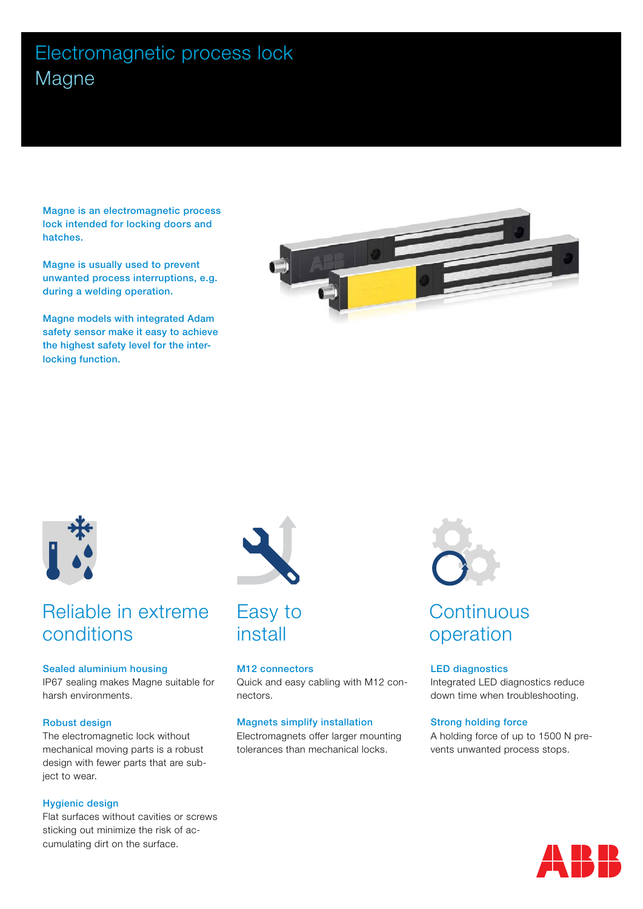# Electromagnetic process lock
## Magne

**Magne is an electromagnetic process lock intended for locking doors and hatches.**

**Magne is usually used to prevent unwanted process interruptions, e.g. during a welding operation.**

**Magne models with integrated Adam safety sensor make it easy to achieve the highest safety level for the interlocking function.**

## Reliable in extreme conditions

### Sealed aluminium housing
IP67 sealing makes Magne suitable for harsh environments.

### Robust design
The electromagnetic lock without mechanical moving parts is a robust design with fewer parts that are subject to wear.

### Hygienic design
Flat surfaces without cavities or screws sticking out minimize the risk of accumulating dirt on the surface.

## Easy to install

### M12 connectors
Quick and easy cabling with M12 connectors.

### Magnets simplify installation
Electromagnets offer larger mounting tolerances than mechanical locks.

## Continuous operation

### LED diagnostics
Integrated LED diagnostics reduce down time when troubleshooting.

### Strong holding force
A holding force of up to 1500 N prevents unwanted process stops.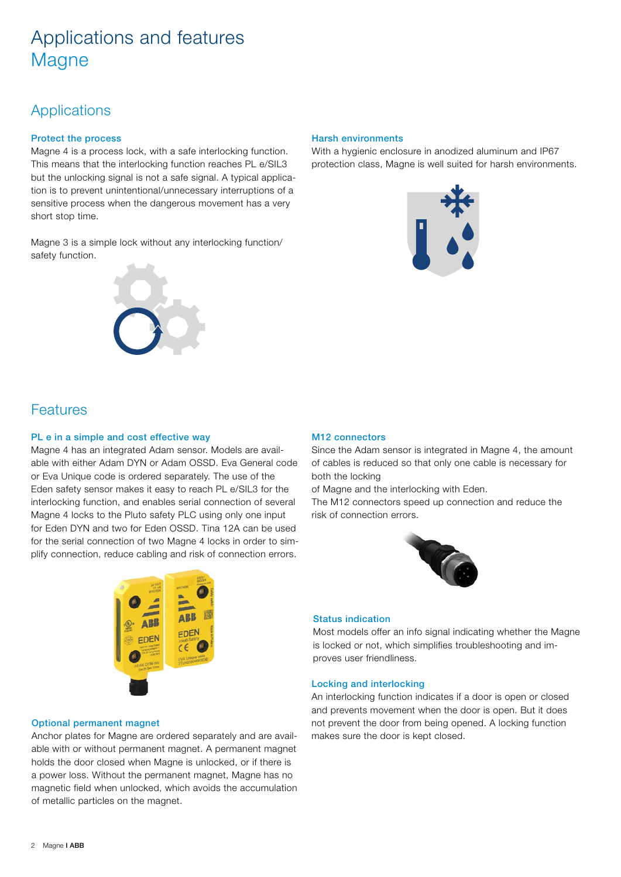# Applications and features
# Magne

## Applications

### Protect the process

Magne 4 is a process lock, with a safe interlocking function. This means that the interlocking function reaches PL e/SIL3 but the unlocking signal is not a safe signal. A typical application is to prevent unintentional/unnecessary interruptions of a sensitive process when the dangerous movement has a very short stop time.

Magne 3 is a simple lock without any interlocking function/ safety function.

### Harsh environments

With a hygienic enclosure in anodized aluminum and IP67 protection class, Magne is well suited for harsh environments.

## Features

### PL e in a simple and cost effective way

Magne 4 has an integrated Adam sensor. Models are available with either Adam DYN or Adam OSSD. Eva General code or Eva Unique code is ordered separately. The use of the Eden safety sensor makes it easy to reach PL e/SIL3 for the interlocking function, and enables serial connection of several Magne 4 locks to the Pluto safety PLC using only one input for Eden DYN and two for Eden OSSD. Tina 12A can be used for the serial connection of two Magne 4 locks in order to simplify connection, reduce cabling and risk of connection errors.

### Optional permanent magnet

Anchor plates for Magne are ordered separately and are available with or without permanent magnet. A permanent magnet holds the door closed when Magne is unlocked, or if there is a power loss. Without the permanent magnet, Magne has no magnetic field when unlocked, which avoids the accumulation of metallic particles on the magnet.

### M12 connectors

Since the Adam sensor is integrated in Magne 4, the amount of cables is reduced so that only one cable is necessary for both the locking of Magne and the interlocking with Eden.
The M12 connectors speed up connection and reduce the risk of connection errors.

### Status indication

Most models offer an info signal indicating whether the Magne is locked or not, which simplifies troubleshooting and improves user friendliness.

### Locking and interlocking

An interlocking function indicates if a door is open or closed and prevents movement when the door is open. But it does not prevent the door from being opened. A locking function makes sure the door is kept closed.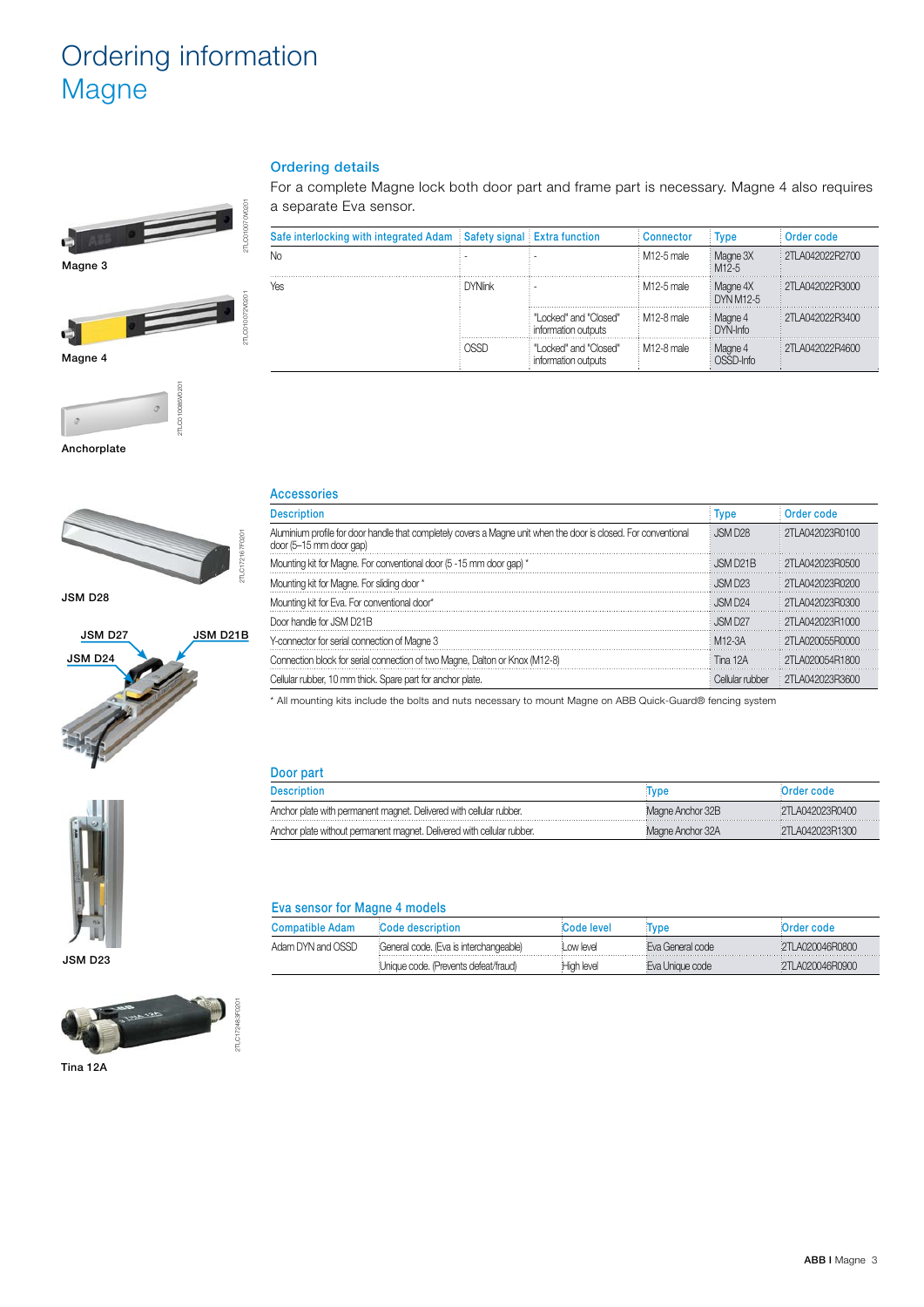# Ordering information
# Magne

Magne 3

Magne 4

Anchorplate

JSM D28

JSM D27

JSM D21B

JSM D24

JSM D23

Tina 12A

## Ordering details

For a complete Magne lock both door part and frame part is necessary. Magne 4 also requires a separate Eva sensor.

| Safe interlocking with integrated Adam | Safety signal | Extra function | Connector | Type | Order code |
|---|---|---|---|---|---|
| No | - | - | M12-5 male | Magne 3X M12-5 | 2TLA042022R2700 |
| Yes | DYNlink | - | M12-5 male | Magne 4X DYN M12-5 | 2TLA042022R3000 |
| | | "Locked" and "Closed" information outputs | M12-8 male | Magne 4 DYN-Info | 2TLA042022R3400 |
| | OSSD | "Locked" and "Closed" information outputs | M12-8 male | Magne 4 OSSD-Info | 2TLA042022R4600 |

## Accessories

| Description | Type | Order code |
|---|---|---|
| Aluminium profile for door handle that completely covers a Magne unit when the door is closed. For conventional door (5–15 mm door gap) | JSM D28 | 2TLA042023R0100 |
| Mounting kit for Magne. For conventional door (5 -15 mm door gap) * | JSM D21B | 2TLA042023R0500 |
| Mounting kit for Magne. For sliding door * | JSM D23 | 2TLA042023R0200 |
| Mounting kit for Eva. For conventional door* | JSM D24 | 2TLA042023R0300 |
| Door handle for JSM D21B | JSM D27 | 2TLA042023R1000 |
| Y-connector for serial connection of Magne 3 | M12-3A | 2TLA020055R0000 |
| Connection block for serial connection of two Magne, Dalton or Knox (M12-8) | Tina 12A | 2TLA020054R1800 |
| Cellular rubber, 10 mm thick. Spare part for anchor plate. | Cellular rubber | 2TLA042023R3600 |

* All mounting kits include the bolts and nuts necessary to mount Magne on ABB Quick-Guard® fencing system

## Door part

| Description | Type | Order code |
|---|---|---|
| Anchor plate with permanent magnet. Delivered with cellular rubber. | Magne Anchor 32B | 2TLA042023R0400 |
| Anchor plate without permanent magnet. Delivered with cellular rubber. | Magne Anchor 32A | 2TLA042023R1300 |

## Eva sensor for Magne 4 models

| Compatible Adam | Code description | Code level | Type | Order code |
|---|---|---|---|---|
| Adam DYN and OSSD | General code. (Eva is interchangeable) | Low level | Eva General code | 2TLA020046R0800 |
| | Unique code. (Prevents defeat/fraud) | High level | Eva Unique code | 2TLA020046R0900 |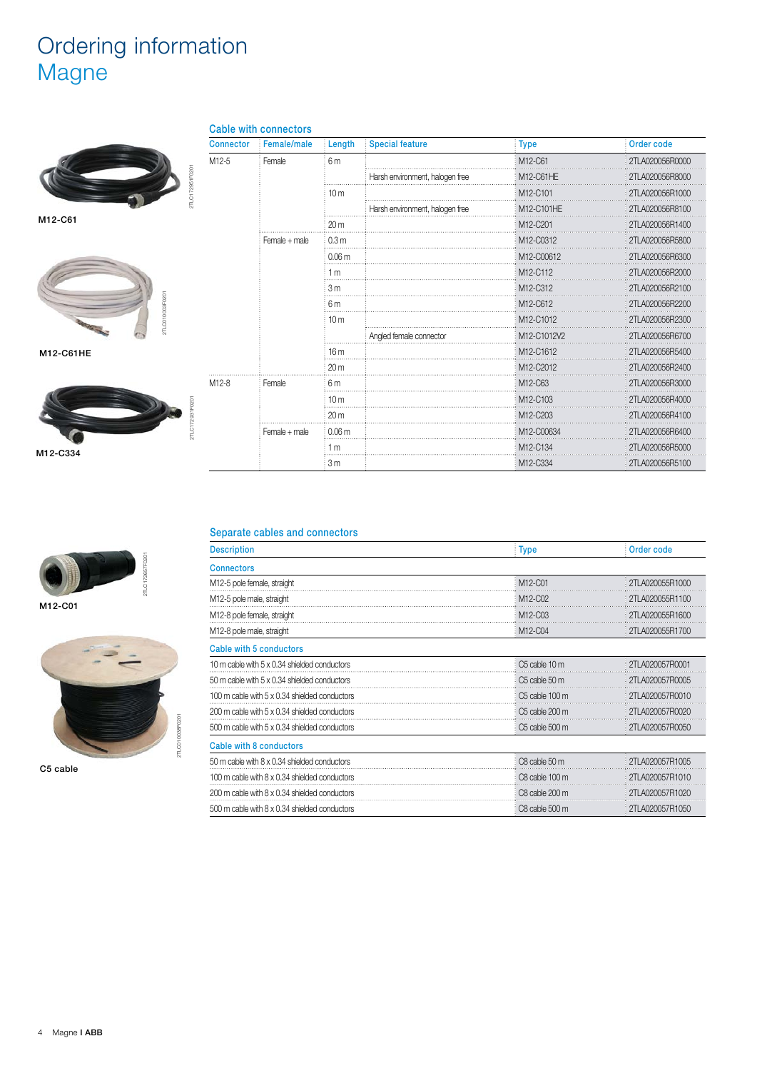# Ordering information
## Magne

M12-C61

M12-C61HE

M12-C334

### Cable with connectors

| Connector | Female/male | Length | Special feature | Type | Order code |
|---|---|---|---|---|---|
| M12-5 | Female | 6 m | | M12-C61 | 2TLA020056R0000 |
| | | | Harsh environment, halogen free | M12-C61HE | 2TLA020056R8000 |
| | | 10 m | | M12-C101 | 2TLA020056R1000 |
| | | | Harsh environment, halogen free | M12-C101HE | 2TLA020056R8100 |
| | | 20 m | | M12-C201 | 2TLA020056R1400 |
| | Female + male | 0.3 m | | M12-C0312 | 2TLA020056R5800 |
| | | 0.06 m | | M12-C00612 | 2TLA020056R6300 |
| | | 1 m | | M12-C112 | 2TLA020056R2000 |
| | | 3 m | | M12-C312 | 2TLA020056R2100 |
| | | 6 m | | M12-C612 | 2TLA020056R2200 |
| | | 10 m | | M12-C1012 | 2TLA020056R2300 |
| | | | Angled female connector | M12-C1012V2 | 2TLA020056R6700 |
| | | 16 m | | M12-C1612 | 2TLA020056R5400 |
| | | 20 m | | M12-C2012 | 2TLA020056R2400 |
| M12-8 | Female | 6 m | | M12-C63 | 2TLA020056R3000 |
| | | 10 m | | M12-C103 | 2TLA020056R4000 |
| | | 20 m | | M12-C203 | 2TLA020056R4100 |
| | Female + male | 0.06 m | | M12-C00634 | 2TLA020056R6400 |
| | | 1 m | | M12-C134 | 2TLA020056R5000 |
| | | 3 m | | M12-C334 | 2TLA020056R5100 |

M12-C01

C5 cable

### Separate cables and connectors

| Description | Type | Order code |
|---|---|---|
| **Connectors** | | |
| M12-5 pole female, straight | M12-C01 | 2TLA020055R1000 |
| M12-5 pole male, straight | M12-C02 | 2TLA020055R1100 |
| M12-8 pole female, straight | M12-C03 | 2TLA020055R1600 |
| M12-8 pole male, straight | M12-C04 | 2TLA020055R1700 |
| **Cable with 5 conductors** | | |
| 10 m cable with 5 x 0.34 shielded conductors | C5 cable 10 m | 2TLA020057R0001 |
| 50 m cable with 5 x 0.34 shielded conductors | C5 cable 50 m | 2TLA020057R0005 |
| 100 m cable with 5 x 0.34 shielded conductors | C5 cable 100 m | 2TLA020057R0010 |
| 200 m cable with 5 x 0.34 shielded conductors | C5 cable 200 m | 2TLA020057R0020 |
| 500 m cable with 5 x 0.34 shielded conductors | C5 cable 500 m | 2TLA020057R0050 |
| **Cable with 8 conductors** | | |
| 50 m cable with 8 x 0.34 shielded conductors | C8 cable 50 m | 2TLA020057R1005 |
| 100 m cable with 8 x 0.34 shielded conductors | C8 cable 100 m | 2TLA020057R1010 |
| 200 m cable with 8 x 0.34 shielded conductors | C8 cable 200 m | 2TLA020057R1020 |
| 500 m cable with 8 x 0.34 shielded conductors | C8 cable 500 m | 2TLA020057R1050 |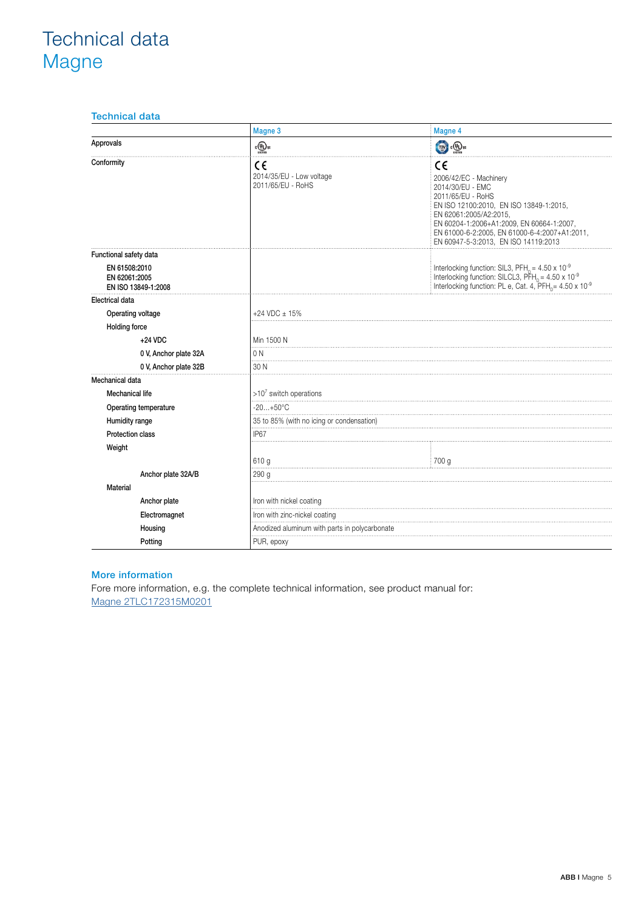# Technical data
## Magne

### Technical data

| | Magne 3 | Magne 4 |
|---|---|---|
| Approvals | cULus | TÜV, cULus |
| Conformity | CE<br>2014/35/EU - Low voltage<br>2011/65/EU - RoHS | CE<br>2006/42/EC - Machinery<br>2014/30/EU - EMC<br>2011/65/EU - RoHS<br>EN ISO 12100:2010, EN ISO 13849-1:2015,<br>EN 62061:2005/A2:2015,<br>EN 60204-1:2006+A1:2009, EN 60664-1:2007,<br>EN 61000-6-2:2005, EN 61000-6-4:2007+A1:2011,<br>EN 60947-5-3:2013, EN ISO 14119:2013 |
| **Functional safety data** | | |
| EN 61508:2010<br>EN 62061:2005<br>EN ISO 13849-1:2008 | | Interlocking function: SIL3, $PFH_D = 4.50 \times 10^{-9}$<br>Interlocking function: SILCL3, $PFH_D = 4.50 \times 10^{-9}$<br>Interlocking function: PL e, Cat. 4, $PFH_D = 4.50 \times 10^{-9}$ |
| **Electrical data** | | |
| Operating voltage | +24 VDC ± 15% | |
| Holding force | | |
| +24 VDC | Min 1500 N | |
| 0 V, Anchor plate 32A | 0 N | |
| 0 V, Anchor plate 32B | 30 N | |
| **Mechanical data** | | |
| Mechanical life | $>10^7$ switch operations | |
| Operating temperature | -20...+50°C | |
| Humidity range | 35 to 85% (with no icing or condensation) | |
| Protection class | IP67 | |
| Weight | 610 g | 700 g |
| Anchor plate 32A/B | 290 g | |
| Material | | |
| Anchor plate | Iron with nickel coating | |
| Electromagnet | Iron with zinc-nickel coating | |
| Housing | Anodized aluminum with parts in polycarbonate | |
| Potting | PUR, epoxy | |

### More information

Fore more information, e.g. the complete technical information, see product manual for:
Magne 2TLC172315M0201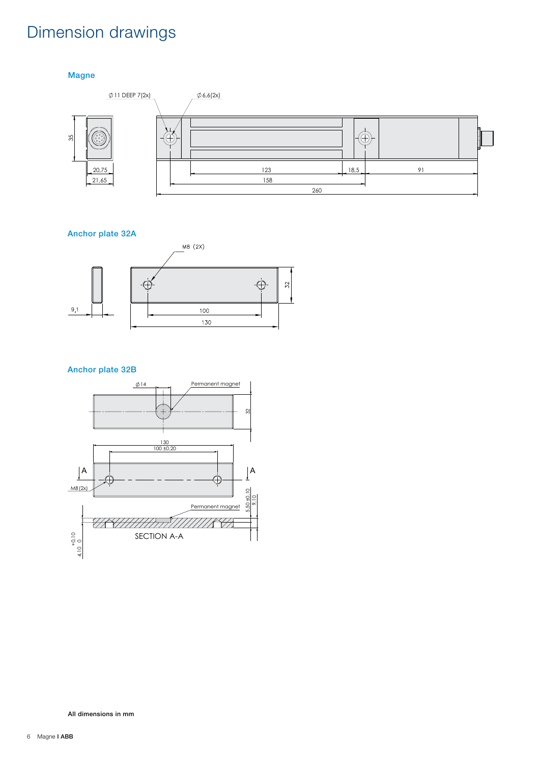# Dimension drawings

## Magne

Ø11 DEEP 7(2x)

Ø6,6(2x)

35

20,75

21,65

123

18,5

91

158

260

## Anchor plate 32A

M8 (2X)

32

9,1

100

130

## Anchor plate 32B

Ø14

Permanent magnet

32

130

100 ±0,20

A

A

M8 (2x)

5,50 ±0,10

9,10

Permanent magnet

SECTION A-A

4,10 +0,10 0

**All dimensions in mm**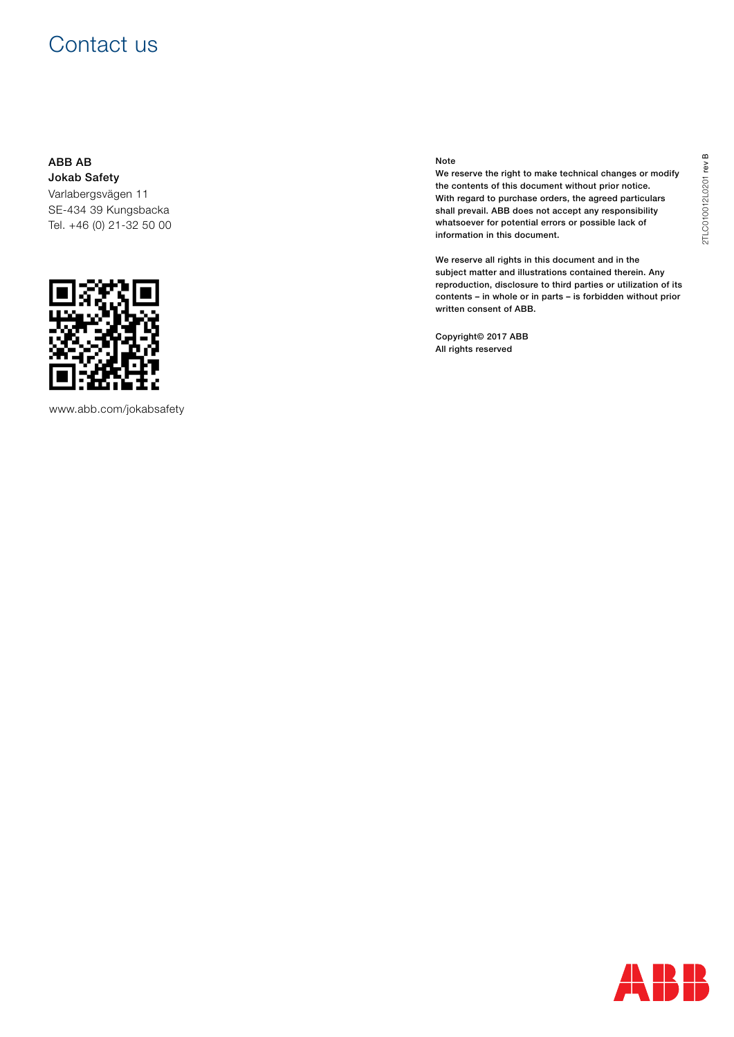# Contact us

**ABB AB**
**Jokab Safety**
Varlabergsvägen 11
SE-434 39 Kungsbacka
Tel. +46 (0) 21-32 50 00

www.abb.com/jokabsafety

**Note**
We reserve the right to make technical changes or modify the contents of this document without prior notice. With regard to purchase orders, the agreed particulars shall prevail. ABB does not accept any responsibility whatsoever for potential errors or possible lack of information in this document.

We reserve all rights in this document and in the subject matter and illustrations contained therein. Any reproduction, disclosure to third parties or utilization of its contents – in whole or in parts – is forbidden without prior written consent of ABB.

Copyright© 2017 ABB
All rights reserved

2TLC010012L0201 rev B